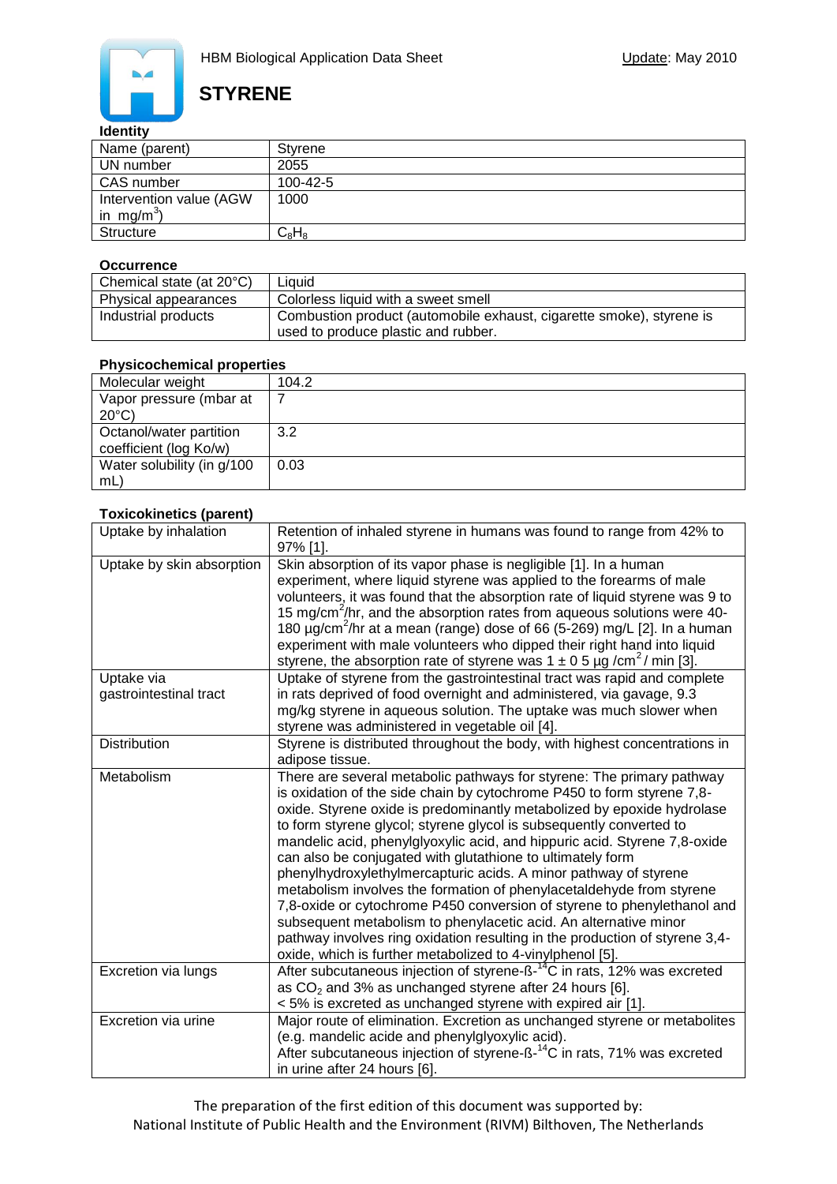HBM Biological Application Data Sheet — Update: May 2010

# STYRENE

### Identity

| Name (parent) | Styrene |
|---|---|
| UN number | 2055 |
| CAS number | 100-42-5 |
| Intervention value (AGW in mg/m$^3$) | 1000 |
| Structure | $C_8H_8$ |

### Occurrence

| Chemical state (at 20°C) | Liquid |
|---|---|
| Physical appearances | Colorless liquid with a sweet smell |
| Industrial products | Combustion product (automobile exhaust, cigarette smoke), styrene is used to produce plastic and rubber. |

### Physicochemical properties

| Molecular weight | 104.2 |
|---|---|
| Vapor pressure (mbar at 20°C) | 7 |
| Octanol/water partition coefficient (log Ko/w) | 3.2 |
| Water solubility (in g/100 mL) | 0.03 |

### Toxicokinetics (parent)

| Uptake by inhalation | Retention of inhaled styrene in humans was found to range from 42% to 97% [1]. |
|---|---|
| Uptake by skin absorption | Skin absorption of its vapor phase is negligible [1]. In a human experiment, where liquid styrene was applied to the forearms of male volunteers, it was found that the absorption rate of liquid styrene was 9 to 15 mg/cm$^2$/hr, and the absorption rates from aqueous solutions were 40-180 µg/cm$^2$/hr at a mean (range) dose of 66 (5-269) mg/L [2]. In a human experiment with male volunteers who dipped their right hand into liquid styrene, the absorption rate of styrene was 1 ± 0 5 µg /cm$^2$ / min [3]. |
| Uptake via gastrointestinal tract | Uptake of styrene from the gastrointestinal tract was rapid and complete in rats deprived of food overnight and administered, via gavage, 9.3 mg/kg styrene in aqueous solution. The uptake was much slower when styrene was administered in vegetable oil [4]. |
| Distribution | Styrene is distributed throughout the body, with highest concentrations in adipose tissue. |
| Metabolism | There are several metabolic pathways for styrene: The primary pathway is oxidation of the side chain by cytochrome P450 to form styrene 7,8-oxide. Styrene oxide is predominantly metabolized by epoxide hydrolase to form styrene glycol; styrene glycol is subsequently converted to mandelic acid, phenylglyoxylic acid, and hippuric acid. Styrene 7,8-oxide can also be conjugated with glutathione to ultimately form phenylhydroxylethylmercapturic acids. A minor pathway of styrene metabolism involves the formation of phenylacetaldehyde from styrene 7,8-oxide or cytochrome P450 conversion of styrene to phenylethanol and subsequent metabolism to phenylacetic acid. An alternative minor pathway involves ring oxidation resulting in the production of styrene 3,4-oxide, which is further metabolized to 4-vinylphenol [5]. |
| Excretion via lungs | After subcutaneous injection of styrene-ß-$^{14}$C in rats, 12% was excreted as $CO_2$ and 3% as unchanged styrene after 24 hours [6]. < 5% is excreted as unchanged styrene with expired air [1]. |
| Excretion via urine | Major route of elimination. Excretion as unchanged styrene or metabolites (e.g. mandelic acide and phenylglyoxylic acid). After subcutaneous injection of styrene-ß-$^{14}$C in rats, 71% was excreted in urine after 24 hours [6]. |

The preparation of the first edition of this document was supported by:
National Institute of Public Health and the Environment (RIVM) Bilthoven, The Netherlands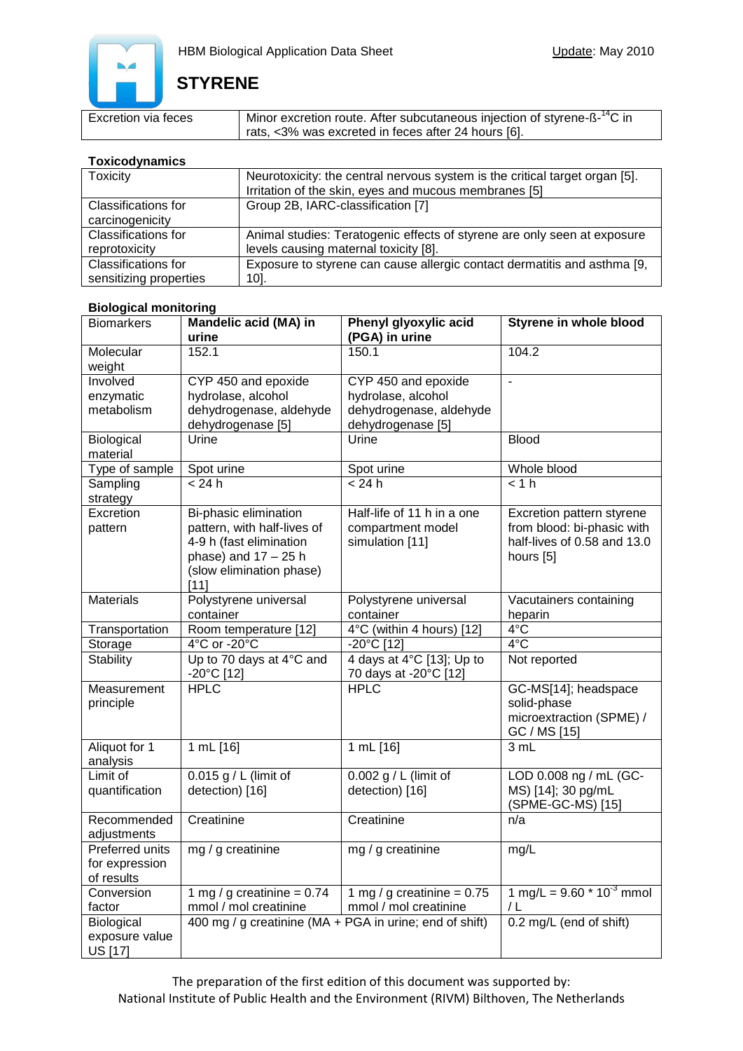| Excretion via feces | Minor excretion route. After subcutaneous injection of styrene-ß-$^{14}$C in rats, <3% was excreted in feces after 24 hours [6]. |
|---|---|

**Toxicodynamics**

| Toxicity | Neurotoxicity: the central nervous system is the critical target organ [5]. Irritation of the skin, eyes and mucous membranes [5] |
|---|---|
| Classifications for carcinogenicity | Group 2B, IARC-classification [7] |
| Classifications for reprotoxicity | Animal studies: Teratogenic effects of styrene are only seen at exposure levels causing maternal toxicity [8]. |
| Classifications for sensitizing properties | Exposure to styrene can cause allergic contact dermatitis and asthma [9, 10]. |

**Biological monitoring**

| Biomarkers | **Mandelic acid (MA) in urine** | **Phenyl glyoxylic acid (PGA) in urine** | **Styrene in whole blood** |
|---|---|---|---|
| Molecular weight | 152.1 | 150.1 | 104.2 |
| Involved enzymatic metabolism | CYP 450 and epoxide hydrolase, alcohol dehydrogenase, aldehyde dehydrogenase [5] | CYP 450 and epoxide hydrolase, alcohol dehydrogenase, aldehyde dehydrogenase [5] | - |
| Biological material | Urine | Urine | Blood |
| Type of sample | Spot urine | Spot urine | Whole blood |
| Sampling strategy | < 24 h | < 24 h | < 1 h |
| Excretion pattern | Bi-phasic elimination pattern, with half-lives of 4-9 h (fast elimination phase) and 17 – 25 h (slow elimination phase) [11] | Half-life of 11 h in a one compartment model simulation [11] | Excretion pattern styrene from blood: bi-phasic with half-lives of 0.58 and 13.0 hours [5] |
| Materials | Polystyrene universal container | Polystyrene universal container | Vacutainers containing heparin |
| Transportation | Room temperature [12] | 4°C (within 4 hours) [12] | 4°C |
| Storage | 4°C or -20°C | -20°C [12] | 4°C |
| Stability | Up to 70 days at 4°C and -20°C [12] | 4 days at 4°C [13]; Up to 70 days at -20°C [12] | Not reported |
| Measurement principle | HPLC | HPLC | GC-MS[14]; headspace solid-phase microextraction (SPME) / GC / MS [15] |
| Aliquot for 1 analysis | 1 mL [16] | 1 mL [16] | 3 mL |
| Limit of quantification | 0.015 g / L (limit of detection) [16] | 0.002 g / L (limit of detection) [16] | LOD 0.008 ng / mL (GC-MS) [14]; 30 pg/mL (SPME-GC-MS) [15] |
| Recommended adjustments | Creatinine | Creatinine | n/a |
| Preferred units for expression of results | mg / g creatinine | mg / g creatinine | mg/L |
| Conversion factor | 1 mg / g creatinine = 0.74 mmol / mol creatinine | 1 mg / g creatinine = 0.75 mmol / mol creatinine | 1 mg/L = 9.60 * $10^{-3}$ mmol / L |
| Biological exposure value US [17] | 400 mg / g creatinine (MA + PGA in urine; end of shift) | | 0.2 mg/L (end of shift) |

The preparation of the first edition of this document was supported by:
National Institute of Public Health and the Environment (RIVM) Bilthoven, The Netherlands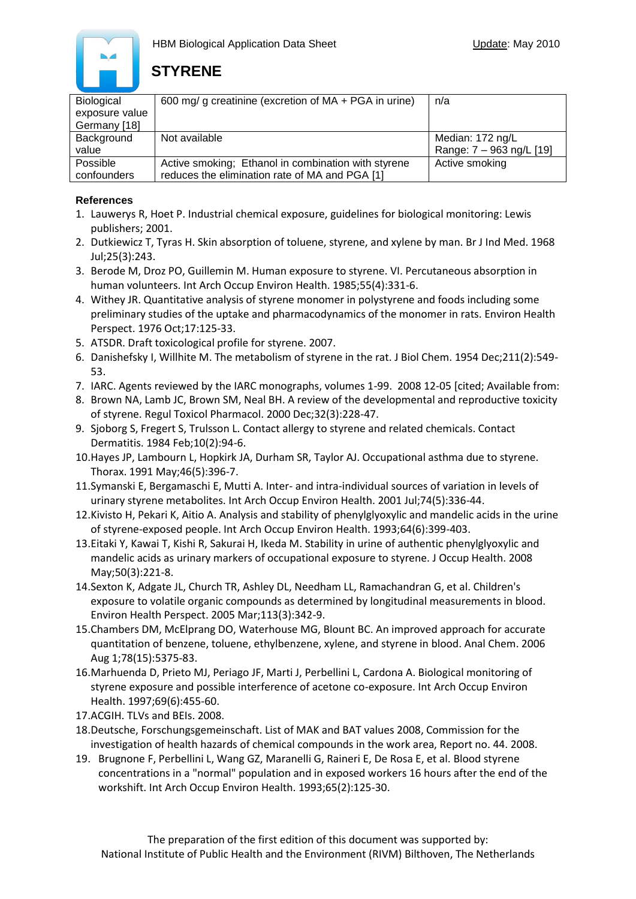| | | |
|---|---|---|
| Biological exposure value Germany [18] | 600 mg/ g creatinine (excretion of MA + PGA in urine) | n/a |
| Background value | Not available | Median: 172 ng/L<br>Range: 7 – 963 ng/L [19] |
| Possible confounders | Active smoking; Ethanol in combination with styrene reduces the elimination rate of MA and PGA [1] | Active smoking |

**References**

1. Lauwerys R, Hoet P. Industrial chemical exposure, guidelines for biological monitoring: Lewis publishers; 2001.
2. Dutkiewicz T, Tyras H. Skin absorption of toluene, styrene, and xylene by man. Br J Ind Med. 1968 Jul;25(3):243.
3. Berode M, Droz PO, Guillemin M. Human exposure to styrene. VI. Percutaneous absorption in human volunteers. Int Arch Occup Environ Health. 1985;55(4):331-6.
4. Withey JR. Quantitative analysis of styrene monomer in polystyrene and foods including some preliminary studies of the uptake and pharmacodynamics of the monomer in rats. Environ Health Perspect. 1976 Oct;17:125-33.
5. ATSDR. Draft toxicological profile for styrene. 2007.
6. Danishefsky I, Willhite M. The metabolism of styrene in the rat. J Biol Chem. 1954 Dec;211(2):549-53.
7. IARC. Agents reviewed by the IARC monographs, volumes 1-99. 2008 12-05 [cited; Available from:
8. Brown NA, Lamb JC, Brown SM, Neal BH. A review of the developmental and reproductive toxicity of styrene. Regul Toxicol Pharmacol. 2000 Dec;32(3):228-47.
9. Sjoborg S, Fregert S, Trulsson L. Contact allergy to styrene and related chemicals. Contact Dermatitis. 1984 Feb;10(2):94-6.
10. Hayes JP, Lambourn L, Hopkirk JA, Durham SR, Taylor AJ. Occupational asthma due to styrene. Thorax. 1991 May;46(5):396-7.
11. Symanski E, Bergamaschi E, Mutti A. Inter- and intra-individual sources of variation in levels of urinary styrene metabolites. Int Arch Occup Environ Health. 2001 Jul;74(5):336-44.
12. Kivisto H, Pekari K, Aitio A. Analysis and stability of phenylglyoxylic and mandelic acids in the urine of styrene-exposed people. Int Arch Occup Environ Health. 1993;64(6):399-403.
13. Eitaki Y, Kawai T, Kishi R, Sakurai H, Ikeda M. Stability in urine of authentic phenylglyoxylic and mandelic acids as urinary markers of occupational exposure to styrene. J Occup Health. 2008 May;50(3):221-8.
14. Sexton K, Adgate JL, Church TR, Ashley DL, Needham LL, Ramachandran G, et al. Children's exposure to volatile organic compounds as determined by longitudinal measurements in blood. Environ Health Perspect. 2005 Mar;113(3):342-9.
15. Chambers DM, McElprang DO, Waterhouse MG, Blount BC. An improved approach for accurate quantitation of benzene, toluene, ethylbenzene, xylene, and styrene in blood. Anal Chem. 2006 Aug 1;78(15):5375-83.
16. Marhuenda D, Prieto MJ, Periago JF, Marti J, Perbellini L, Cardona A. Biological monitoring of styrene exposure and possible interference of acetone co-exposure. Int Arch Occup Environ Health. 1997;69(6):455-60.
17. ACGIH. TLVs and BEIs. 2008.
18. Deutsche, Forschungsgemeinschaft. List of MAK and BAT values 2008, Commission for the investigation of health hazards of chemical compounds in the work area, Report no. 44. 2008.
19. Brugnone F, Perbellini L, Wang GZ, Maranelli G, Raineri E, De Rosa E, et al. Blood styrene concentrations in a "normal" population and in exposed workers 16 hours after the end of the workshift. Int Arch Occup Environ Health. 1993;65(2):125-30.

The preparation of the first edition of this document was supported by:
National Institute of Public Health and the Environment (RIVM) Bilthoven, The Netherlands